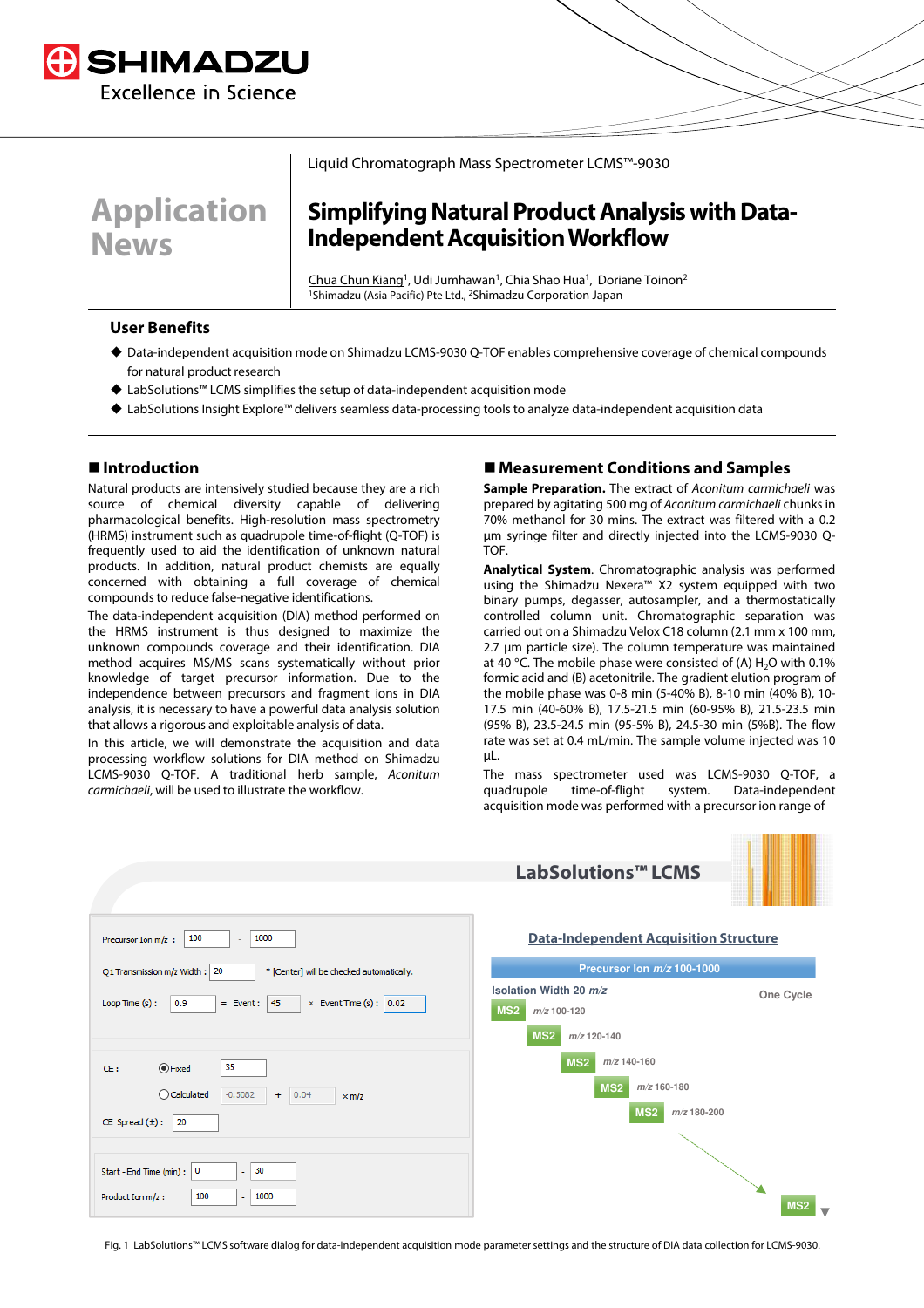Liquid Chromatograph Mass Spectrometer LCMS™-9030

Application News

# Simplifying Natural Product Analysis with Data-Independent Acquisition Workflow

Chua Chun Kiang[1], Udi Jumhawan[1], Chia Shao Hua[1], Doriane Toinon[2]

[1]Shimadzu (Asia Pacific) Pte Ltd., [2]Shimadzu Corporation Japan

## User Benefits

- Data-independent acquisition mode on Shimadzu LCMS-9030 Q-TOF enables comprehensive coverage of chemical compounds for natural product research
- LabSolutions™ LCMS simplifies the setup of data-independent acquisition mode
- LabSolutions Insight Explore™ delivers seamless data-processing tools to analyze data-independent acquisition data

## Introduction

Natural products are intensively studied because they are a rich source of chemical diversity capable of delivering pharmacological benefits. High-resolution mass spectrometry (HRMS) instrument such as quadrupole time-of-flight (Q-TOF) is frequently used to aid the identification of unknown natural products. In addition, natural product chemists are equally concerned with obtaining a full coverage of chemical compounds to reduce false-negative identifications.

The data-independent acquisition (DIA) method performed on the HRMS instrument is thus designed to maximize the unknown compounds coverage and their identification. DIA method acquires MS/MS scans systematically without prior knowledge of target precursor information. Due to the independence between precursors and fragment ions in DIA analysis, it is necessary to have a powerful data analysis solution that allows a rigorous and exploitable analysis of data.

In this article, we will demonstrate the acquisition and data processing workflow solutions for DIA method on Shimadzu LCMS-9030 Q-TOF. A traditional herb sample, *Aconitum carmichaeli*, will be used to illustrate the workflow.

## Measurement Conditions and Samples

**Sample Preparation.** The extract of *Aconitum carmichaeli* was prepared by agitating 500 mg of *Aconitum carmichaeli* chunks in 70% methanol for 30 mins. The extract was filtered with a 0.2 µm syringe filter and directly injected into the LCMS-9030 Q-TOF.

**Analytical System**. Chromatographic analysis was performed using the Shimadzu Nexera™ X2 system equipped with two binary pumps, degasser, autosampler, and a thermostatically controlled column unit. Chromatographic separation was carried out on a Shimadzu Velox C18 column (2.1 mm x 100 mm, 2.7 µm particle size). The column temperature was maintained at 40 °C. The mobile phase were consisted of (A) $H_2O$ with 0.1% formic acid and (B) acetonitrile. The gradient elution program of the mobile phase was 0-8 min (5-40% B), 8-10 min (40% B), 10-17.5 min (40-60% B), 17.5-21.5 min (60-95% B), 21.5-23.5 min (95% B), 23.5-24.5 min (95-5% B), 24.5-30 min (5%B). The flow rate was set at 0.4 mL/min. The sample volume injected was 10 µL.

The mass spectrometer used was LCMS-9030 Q-TOF, a quadrupole time-of-flight system. Data-independent acquisition mode was performed with a precursor ion range of

LabSolutions™ LCMS

Precursor Ion m/z : 100 - 1000

Q1 Transmission m/z Width : 20 * [Center] will be checked automatically.

Loop Time (s) : 0.9 = Event : 45 × Event Time (s) : 0.02

CE : (•) Fixed 35 ( ) Calculated -0.5082 + 0.04 × m/z

CE Spread (±) : 20

Start - End Time (min) : 0 - 30

Product Ion m/z : 100 - 1000

**Data-Independent Acquisition Structure**

Precursor Ion *m/z* 100-1000

Isolation Width 20 *m/z* — One Cycle

MS2 *m/z* 100-120
MS2 *m/z* 120-140
MS2 *m/z* 140-160
MS2 *m/z* 160-180
MS2 *m/z* 180-200
MS2

Fig. 1 LabSolutions™ LCMS software dialog for data-independent acquisition mode parameter settings and the structure of DIA data collection for LCMS-9030.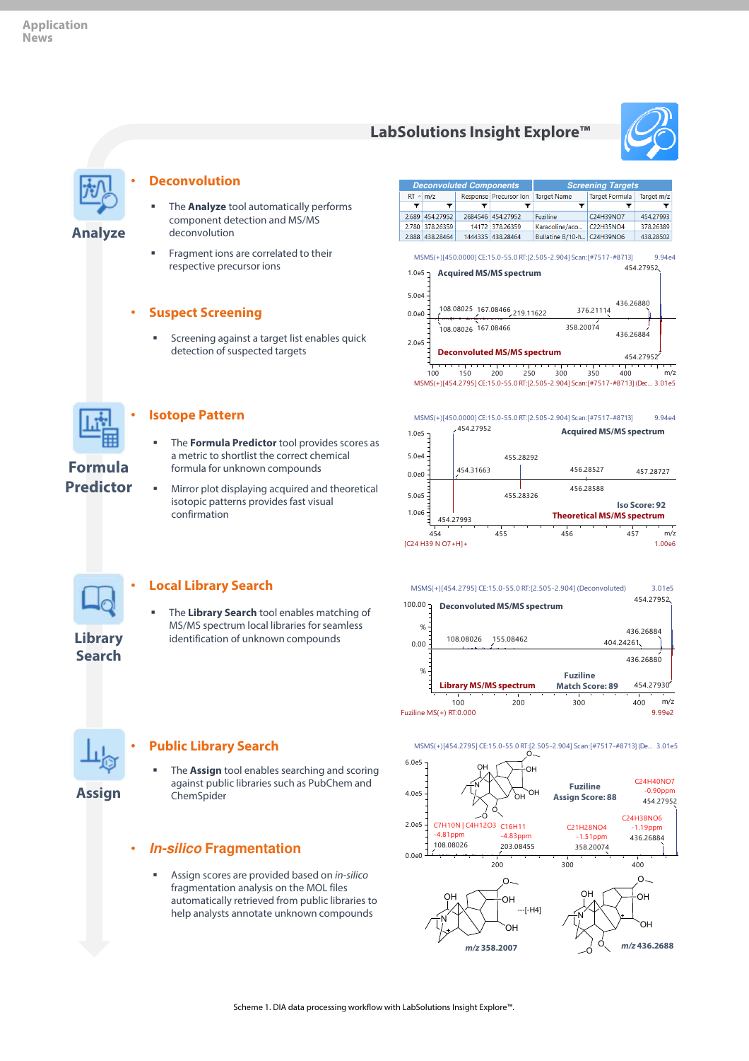# LabSolutions Insight Explore™

## Analyze

- **Deconvolution**
  - The **Analyze** tool automatically performs component detection and MS/MS deconvolution
  - Fragment ions are correlated to their respective precursor ions
- **Suspect Screening**
  - Screening against a target list enables quick detection of suspected targets

| Deconvoluted Components | | | | Screening Targets | | |
|---|---|---|---|---|---|---|
| RT | m/z | Response | Precursor Ion | Target Name | Target Formula | Target m/z |
| 2.689 | 454.27952 | 2684546 | 454.27952 | Fuziline | C24H39NO7 | 454.27993 |
| 2.780 | 378.26359 | 14172 | 378.26359 | Karacoline/aco... | C22H35NO4 | 378.26389 |
| 2.888 | 438.28464 | 1444335 | 438.28464 | Bullatine B/10-h... | C24H39NO6 | 438.28502 |

## Formula Predictor

- **Isotope Pattern**
  - The **Formula Predictor** tool provides scores as a metric to shortlist the correct chemical formula for unknown compounds
  - Mirror plot displaying acquired and theoretical isotopic patterns provides fast visual confirmation

## Library Search

- **Local Library Search**
  - The **Library Search** tool enables matching of MS/MS spectrum local libraries for seamless identification of unknown compounds

## Assign

- **Public Library Search**
  - The **Assign** tool enables searching and scoring against public libraries such as PubChem and ChemSpider
- ***In-silico* Fragmentation**
  - Assign scores are provided based on *in-silico* fragmentation analysis on the MOL files automatically retrieved from public libraries to help analysts annotate unknown compounds

Scheme 1. DIA data processing workflow with LabSolutions Insight Explore™.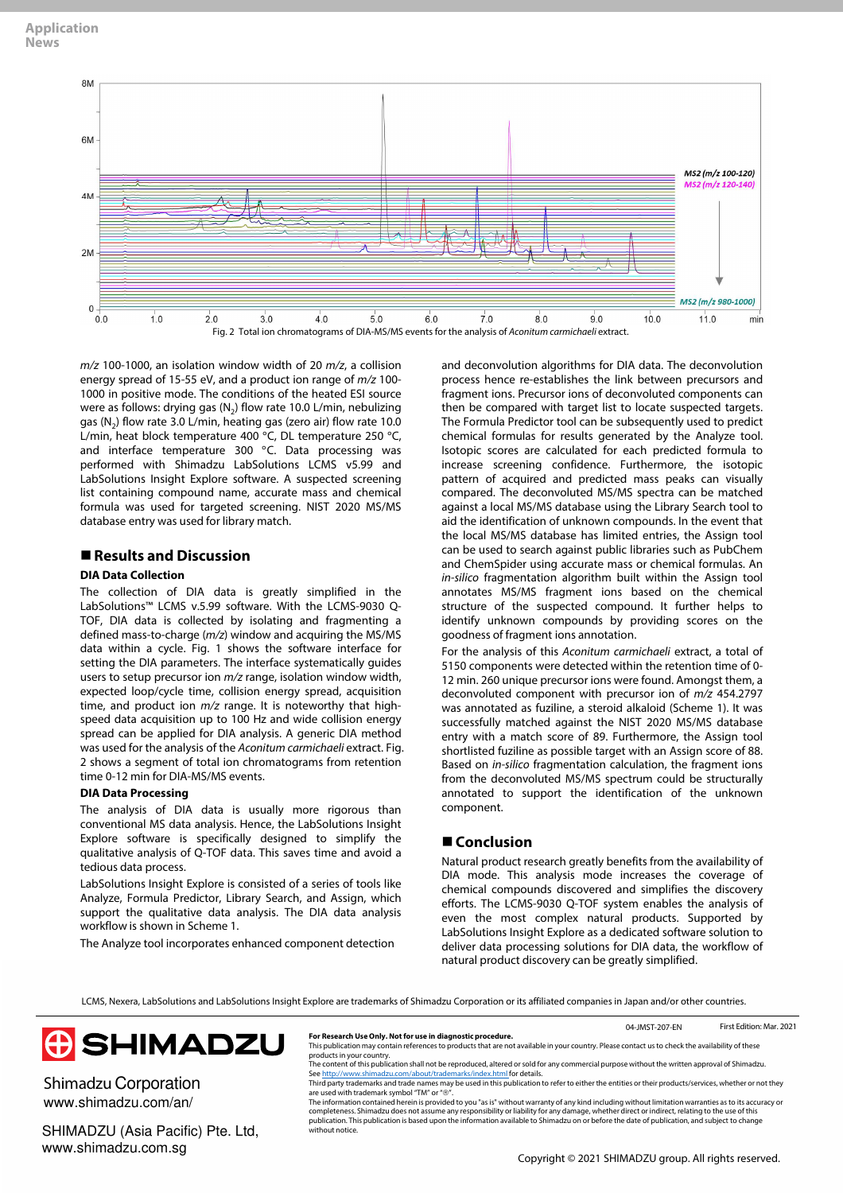8M

6M

4M

2M

0

0.0 1.0 2.0 3.0 4.0 5.0 6.0 7.0 8.0 9.0 10.0 11.0 min

MS2 (m/z 100-120)

MS2 (m/z 120-140)

MS2 (m/z 980-1000)

Fig. 2 Total ion chromatograms of DIA-MS/MS events for the analysis of *Aconitum carmichaeli* extract.

*m/z* 100-1000, an isolation window width of 20 *m/z*, a collision energy spread of 15-55 eV, and a product ion range of *m/z* 100-1000 in positive mode. The conditions of the heated ESI source were as follows: drying gas ($N_2$) flow rate 10.0 L/min, nebulizing gas ($N_2$) flow rate 3.0 L/min, heating gas (zero air) flow rate 10.0 L/min, heat block temperature 400 °C, DL temperature 250 °C, and interface temperature 300 °C. Data processing was performed with Shimadzu LabSolutions LCMS v5.99 and LabSolutions Insight Explore software. A suspected screening list containing compound name, accurate mass and chemical formula was used for targeted screening. NIST 2020 MS/MS database entry was used for library match.

## Results and Discussion

### DIA Data Collection

The collection of DIA data is greatly simplified in the LabSolutions™ LCMS v.5.99 software. With the LCMS-9030 Q-TOF, DIA data is collected by isolating and fragmenting a defined mass-to-charge (*m/z*) window and acquiring the MS/MS data within a cycle. Fig. 1 shows the software interface for setting the DIA parameters. The interface systematically guides users to setup precursor ion *m/z* range, isolation window width, expected loop/cycle time, collision energy spread, acquisition time, and product ion *m/z* range. It is noteworthy that high-speed data acquisition up to 100 Hz and wide collision energy spread can be applied for DIA analysis. A generic DIA method was used for the analysis of the *Aconitum carmichaeli* extract. Fig. 2 shows a segment of total ion chromatograms from retention time 0-12 min for DIA-MS/MS events.

### DIA Data Processing

The analysis of DIA data is usually more rigorous than conventional MS data analysis. Hence, the LabSolutions Insight Explore software is specifically designed to simplify the qualitative analysis of Q-TOF data. This saves time and avoid a tedious data process.

LabSolutions Insight Explore is consisted of a series of tools like Analyze, Formula Predictor, Library Search, and Assign, which support the qualitative data analysis. The DIA data analysis workflow is shown in Scheme 1.

The Analyze tool incorporates enhanced component detection and deconvolution algorithms for DIA data. The deconvolution process hence re-establishes the link between precursors and fragment ions. Precursor ions of deconvoluted components can then be compared with target list to locate suspected targets. The Formula Predictor tool can be subsequently used to predict chemical formulas for results generated by the Analyze tool. Isotopic scores are calculated for each predicted formula to increase screening confidence. Furthermore, the isotopic pattern of acquired and predicted mass peaks can visually compared. The deconvoluted MS/MS spectra can be matched against a local MS/MS database using the Library Search tool to aid the identification of unknown compounds. In the event that the local MS/MS database has limited entries, the Assign tool can be used to search against public libraries such as PubChem and ChemSpider using accurate mass or chemical formulas. An *in-silico* fragmentation algorithm built within the Assign tool annotates MS/MS fragment ions based on the chemical structure of the suspected compound. It further helps to identify unknown compounds by providing scores on the goodness of fragment ions annotation.

For the analysis of this *Aconitum carmichaeli* extract, a total of 5150 components were detected within the retention time of 0-12 min. 260 unique precursor ions were found. Amongst them, a deconvoluted component with precursor ion of *m/z* 454.2797 was annotated as fuziline, a steroid alkaloid (Scheme 1). It was successfully matched against the NIST 2020 MS/MS database entry with a match score of 89. Furthermore, the Assign tool shortlisted fuziline as possible target with an Assign score of 88. Based on *in-silico* fragmentation calculation, the fragment ions from the deconvoluted MS/MS spectrum could be structurally annotated to support the identification of the unknown component.

## Conclusion

Natural product research greatly benefits from the availability of DIA mode. This analysis mode increases the coverage of chemical compounds discovered and simplifies the discovery efforts. The LCMS-9030 Q-TOF system enables the analysis of even the most complex natural products. Supported by LabSolutions Insight Explore as a dedicated software solution to deliver data processing solutions for DIA data, the workflow of natural product discovery can be greatly simplified.

LCMS, Nexera, LabSolutions and LabSolutions Insight Explore are trademarks of Shimadzu Corporation or its affiliated companies in Japan and/or other countries.

SHIMADZU

Shimadzu Corporation
www.shimadzu.com/an/

SHIMADZU (Asia Pacific) Pte. Ltd,
www.shimadzu.com.sg

04-JMST-207-EN First Edition: Mar. 2021

**For Research Use Only. Not for use in diagnostic procedure.**
This publication may contain references to products that are not available in your country. Please contact us to check the availability of these products in your country.
The content of this publication shall not be reproduced, altered or sold for any commercial purpose without the written approval of Shimadzu.
See http://www.shimadzu.com/about/trademarks/index.html for details.
Third party trademarks and trade names may be used in this publication to refer to either the entities or their products/services, whether or not they are used with trademark symbol "TM" or "®".
The information contained herein is provided to you "as is" without warranty of any kind including without limitation warranties as to its accuracy or completeness. Shimadzu does not assume any responsibility or liability for any damage, whether direct or indirect, relating to the use of this publication. This publication is based upon the information available to Shimadzu on or before the date of publication, and subject to change without notice.

Copyright © 2021 SHIMADZU group. All rights reserved.